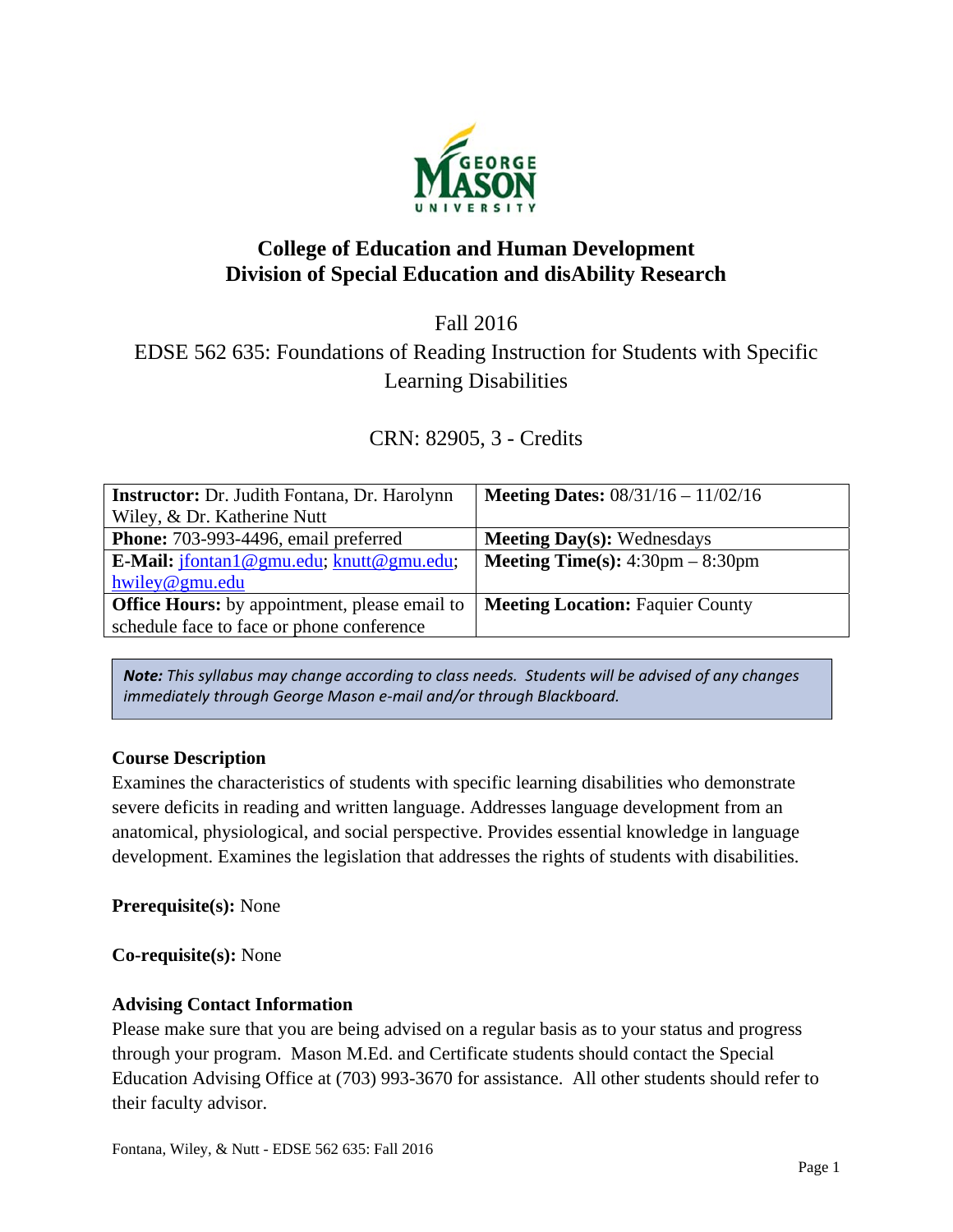# College of Education and Human Development
# Division of Special Education and disAbility Research

Fall 2016

EDSE 562 635: Foundations of Reading Instruction for Students with Specific Learning Disabilities

CRN: 82905, 3 - Credits

| | |
|---|---|
| **Instructor:** Dr. Judith Fontana, Dr. Harolynn Wiley, & Dr. Katherine Nutt | **Meeting Dates:** 08/31/16 – 11/02/16 |
| **Phone:** 703-993-4496, email preferred | **Meeting Day(s):** Wednesdays |
| **E-Mail:** jfontan1@gmu.edu; knutt@gmu.edu; hwiley@gmu.edu | **Meeting Time(s):** 4:30pm – 8:30pm |
| **Office Hours:** by appointment, please email to schedule face to face or phone conference | **Meeting Location:** Faquier County |

***Note:*** *This syllabus may change according to class needs. Students will be advised of any changes immediately through George Mason e-mail and/or through Blackboard.*

**Course Description**

Examines the characteristics of students with specific learning disabilities who demonstrate severe deficits in reading and written language. Addresses language development from an anatomical, physiological, and social perspective. Provides essential knowledge in language development. Examines the legislation that addresses the rights of students with disabilities.

**Prerequisite(s):** None

**Co-requisite(s):** None

**Advising Contact Information**

Please make sure that you are being advised on a regular basis as to your status and progress through your program. Mason M.Ed. and Certificate students should contact the Special Education Advising Office at (703) 993-3670 for assistance. All other students should refer to their faculty advisor.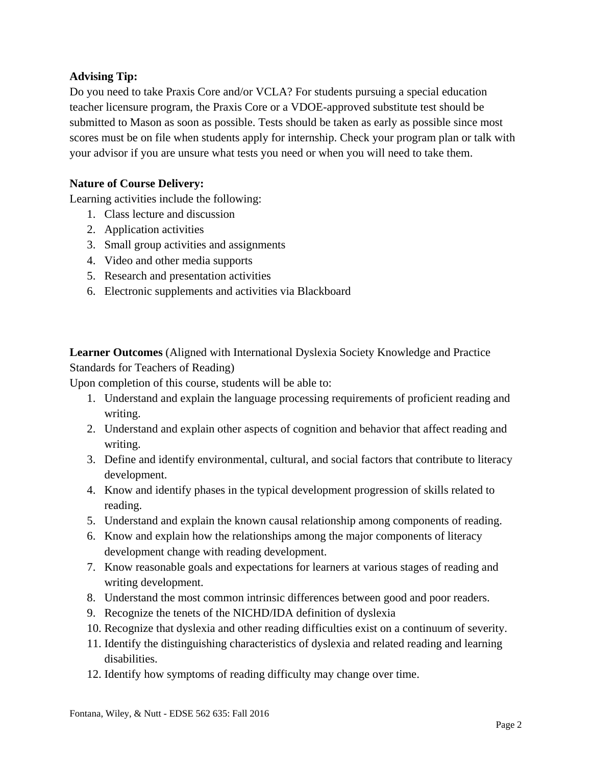**Advising Tip:**
Do you need to take Praxis Core and/or VCLA? For students pursuing a special education teacher licensure program, the Praxis Core or a VDOE-approved substitute test should be submitted to Mason as soon as possible. Tests should be taken as early as possible since most scores must be on file when students apply for internship. Check your program plan or talk with your advisor if you are unsure what tests you need or when you will need to take them.

**Nature of Course Delivery:**
Learning activities include the following:

1. Class lecture and discussion
2. Application activities
3. Small group activities and assignments
4. Video and other media supports
5. Research and presentation activities
6. Electronic supplements and activities via Blackboard

**Learner Outcomes** (Aligned with International Dyslexia Society Knowledge and Practice Standards for Teachers of Reading)
Upon completion of this course, students will be able to:

1. Understand and explain the language processing requirements of proficient reading and writing.
2. Understand and explain other aspects of cognition and behavior that affect reading and writing.
3. Define and identify environmental, cultural, and social factors that contribute to literacy development.
4. Know and identify phases in the typical development progression of skills related to reading.
5. Understand and explain the known causal relationship among components of reading.
6. Know and explain how the relationships among the major components of literacy development change with reading development.
7. Know reasonable goals and expectations for learners at various stages of reading and writing development.
8. Understand the most common intrinsic differences between good and poor readers.
9. Recognize the tenets of the NICHD/IDA definition of dyslexia
10. Recognize that dyslexia and other reading difficulties exist on a continuum of severity.
11. Identify the distinguishing characteristics of dyslexia and related reading and learning disabilities.
12. Identify how symptoms of reading difficulty may change over time.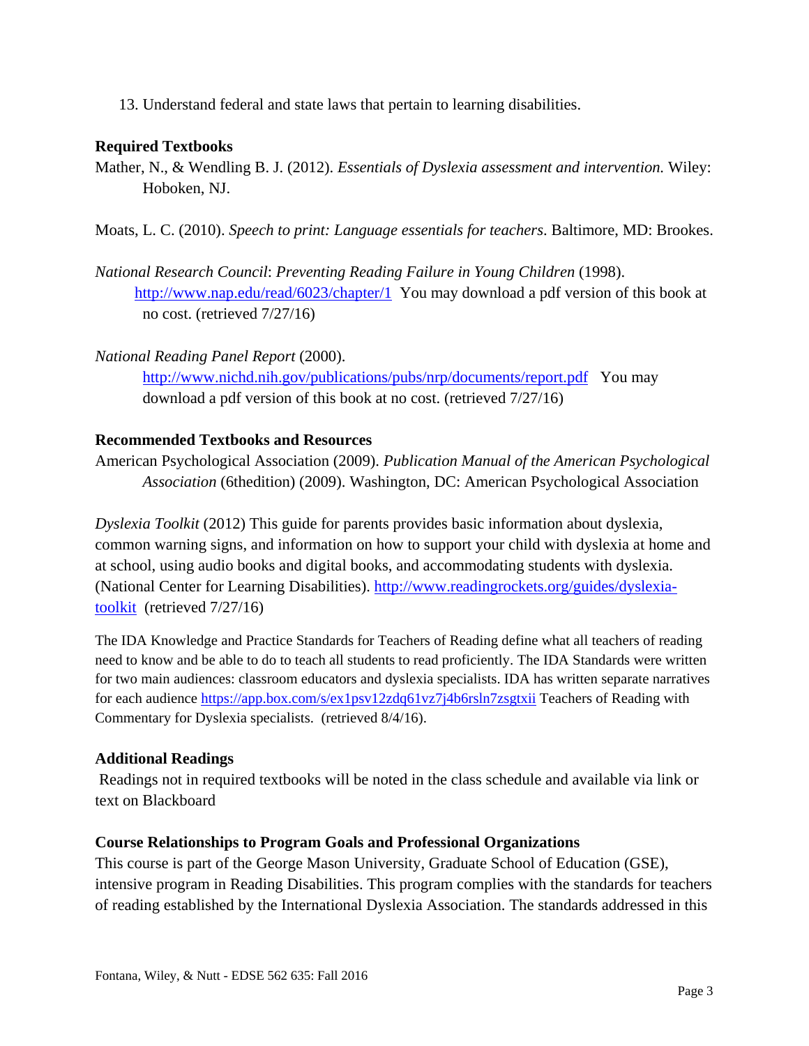13. Understand federal and state laws that pertain to learning disabilities.

**Required Textbooks**

Mather, N., & Wendling B. J. (2012). *Essentials of Dyslexia assessment and intervention.* Wiley: Hoboken, NJ.

Moats, L. C. (2010). *Speech to print: Language essentials for teachers*. Baltimore, MD: Brookes.

*National Research Council*: *Preventing Reading Failure in Young Children* (1998). http://www.nap.edu/read/6023/chapter/1 You may download a pdf version of this book at no cost. (retrieved 7/27/16)

*National Reading Panel Report* (2000). http://www.nichd.nih.gov/publications/pubs/nrp/documents/report.pdf You may download a pdf version of this book at no cost. (retrieved 7/27/16)

**Recommended Textbooks and Resources**

American Psychological Association (2009). *Publication Manual of the American Psychological Association* (6thedition) (2009). Washington, DC: American Psychological Association

*Dyslexia Toolkit* (2012) This guide for parents provides basic information about dyslexia, common warning signs, and information on how to support your child with dyslexia at home and at school, using audio books and digital books, and accommodating students with dyslexia. (National Center for Learning Disabilities). http://www.readingrockets.org/guides/dyslexia-toolkit (retrieved 7/27/16)

The IDA Knowledge and Practice Standards for Teachers of Reading define what all teachers of reading need to know and be able to do to teach all students to read proficiently. The IDA Standards were written for two main audiences: classroom educators and dyslexia specialists. IDA has written separate narratives for each audience https://app.box.com/s/ex1psv12zdq61vz7j4b6rsln7zsgtxii Teachers of Reading with Commentary for Dyslexia specialists. (retrieved 8/4/16).

**Additional Readings**

Readings not in required textbooks will be noted in the class schedule and available via link or text on Blackboard

**Course Relationships to Program Goals and Professional Organizations**

This course is part of the George Mason University, Graduate School of Education (GSE), intensive program in Reading Disabilities. This program complies with the standards for teachers of reading established by the International Dyslexia Association. The standards addressed in this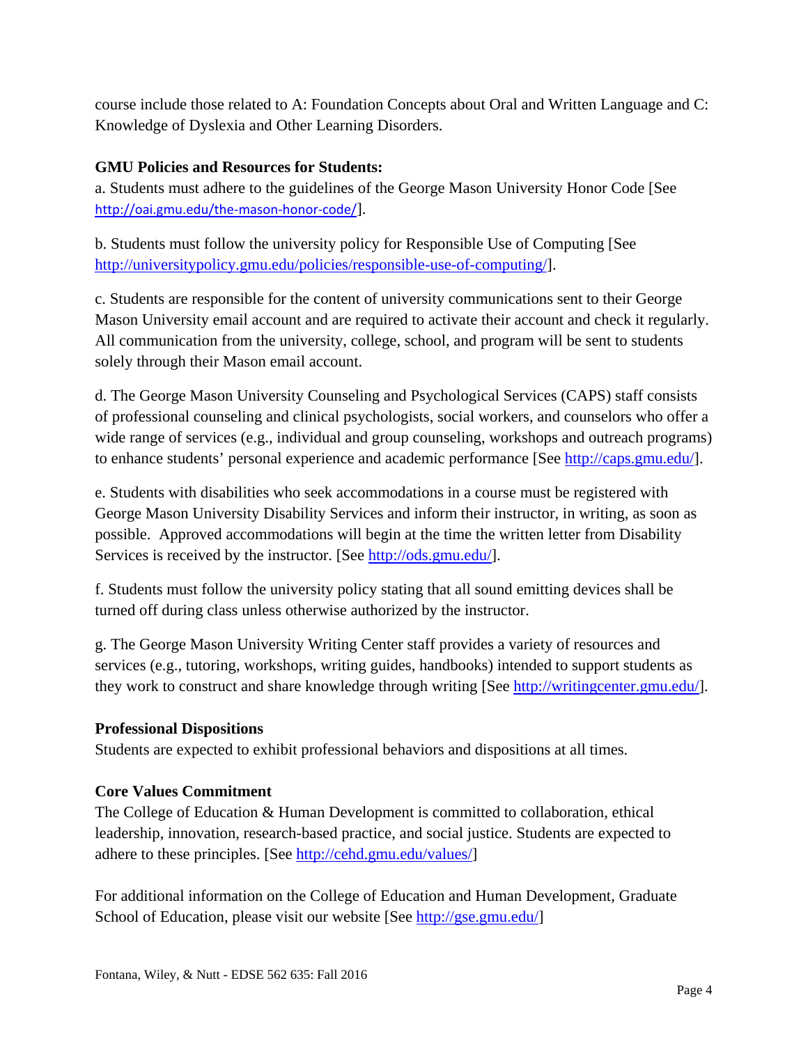course include those related to A: Foundation Concepts about Oral and Written Language and C: Knowledge of Dyslexia and Other Learning Disorders.

**GMU Policies and Resources for Students:**

a. Students must adhere to the guidelines of the George Mason University Honor Code [See http://oai.gmu.edu/the-mason-honor-code/].

b. Students must follow the university policy for Responsible Use of Computing [See http://universitypolicy.gmu.edu/policies/responsible-use-of-computing/].

c. Students are responsible for the content of university communications sent to their George Mason University email account and are required to activate their account and check it regularly. All communication from the university, college, school, and program will be sent to students solely through their Mason email account.

d. The George Mason University Counseling and Psychological Services (CAPS) staff consists of professional counseling and clinical psychologists, social workers, and counselors who offer a wide range of services (e.g., individual and group counseling, workshops and outreach programs) to enhance students' personal experience and academic performance [See http://caps.gmu.edu/].

e. Students with disabilities who seek accommodations in a course must be registered with George Mason University Disability Services and inform their instructor, in writing, as soon as possible. Approved accommodations will begin at the time the written letter from Disability Services is received by the instructor. [See http://ods.gmu.edu/].

f. Students must follow the university policy stating that all sound emitting devices shall be turned off during class unless otherwise authorized by the instructor.

g. The George Mason University Writing Center staff provides a variety of resources and services (e.g., tutoring, workshops, writing guides, handbooks) intended to support students as they work to construct and share knowledge through writing [See http://writingcenter.gmu.edu/].

**Professional Dispositions**

Students are expected to exhibit professional behaviors and dispositions at all times.

**Core Values Commitment**

The College of Education & Human Development is committed to collaboration, ethical leadership, innovation, research-based practice, and social justice. Students are expected to adhere to these principles. [See http://cehd.gmu.edu/values/]

For additional information on the College of Education and Human Development, Graduate School of Education, please visit our website [See http://gse.gmu.edu/]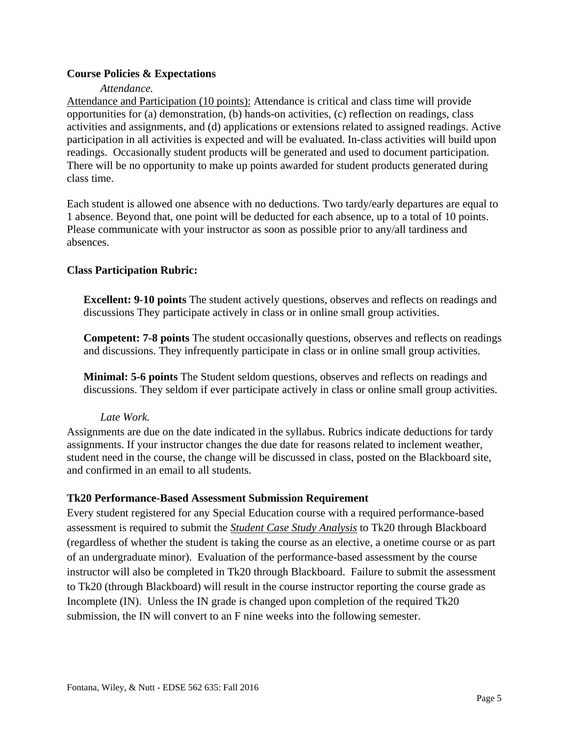**Course Policies & Expectations**

*Attendance.*

Attendance and Participation (10 points): Attendance is critical and class time will provide opportunities for (a) demonstration, (b) hands-on activities, (c) reflection on readings, class activities and assignments, and (d) applications or extensions related to assigned readings. Active participation in all activities is expected and will be evaluated. In-class activities will build upon readings. Occasionally student products will be generated and used to document participation. There will be no opportunity to make up points awarded for student products generated during class time.

Each student is allowed one absence with no deductions. Two tardy/early departures are equal to 1 absence. Beyond that, one point will be deducted for each absence, up to a total of 10 points. Please communicate with your instructor as soon as possible prior to any/all tardiness and absences.

**Class Participation Rubric:**

**Excellent: 9-10 points** The student actively questions, observes and reflects on readings and discussions They participate actively in class or in online small group activities.

**Competent: 7-8 points** The student occasionally questions, observes and reflects on readings and discussions. They infrequently participate in class or in online small group activities.

**Minimal: 5-6 points** The Student seldom questions, observes and reflects on readings and discussions. They seldom if ever participate actively in class or online small group activities.

*Late Work.*

Assignments are due on the date indicated in the syllabus. Rubrics indicate deductions for tardy assignments. If your instructor changes the due date for reasons related to inclement weather, student need in the course, the change will be discussed in class, posted on the Blackboard site, and confirmed in an email to all students.

**Tk20 Performance-Based Assessment Submission Requirement**

Every student registered for any Special Education course with a required performance-based assessment is required to submit the ***Student Case Study Analysis*** to Tk20 through Blackboard (regardless of whether the student is taking the course as an elective, a onetime course or as part of an undergraduate minor). Evaluation of the performance-based assessment by the course instructor will also be completed in Tk20 through Blackboard. Failure to submit the assessment to Tk20 (through Blackboard) will result in the course instructor reporting the course grade as Incomplete (IN). Unless the IN grade is changed upon completion of the required Tk20 submission, the IN will convert to an F nine weeks into the following semester.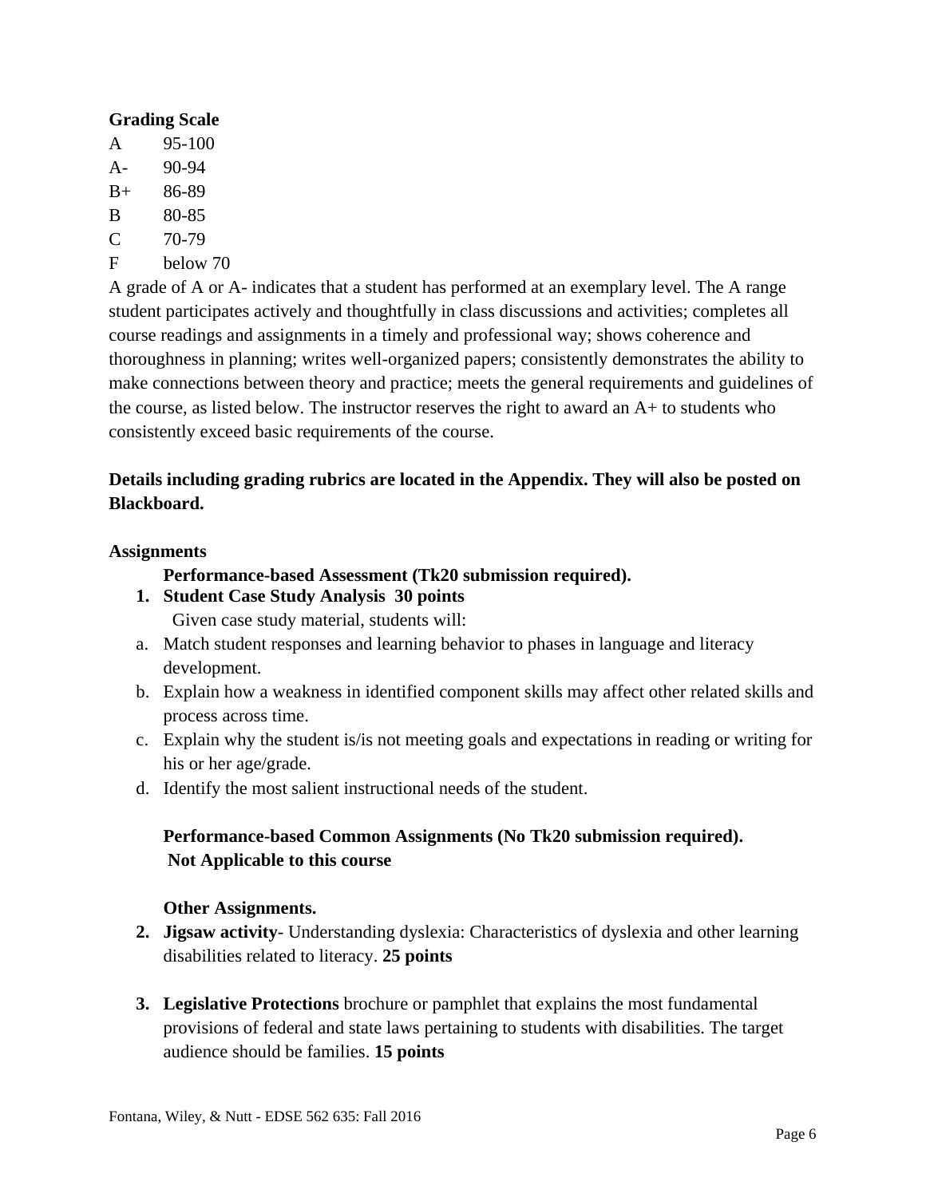**Grading Scale**

| | |
|---|---|
| A | 95-100 |
| A- | 90-94 |
| B+ | 86-89 |
| B | 80-85 |
| C | 70-79 |
| F | below 70 |

A grade of A or A- indicates that a student has performed at an exemplary level. The A range student participates actively and thoughtfully in class discussions and activities; completes all course readings and assignments in a timely and professional way; shows coherence and thoroughness in planning; writes well-organized papers; consistently demonstrates the ability to make connections between theory and practice; meets the general requirements and guidelines of the course, as listed below. The instructor reserves the right to award an A+ to students who consistently exceed basic requirements of the course.

**Details including grading rubrics are located in the Appendix. They will also be posted on Blackboard.**

**Assignments**

**Performance-based Assessment (Tk20 submission required).**

1. **Student Case Study Analysis 30 points**
   Given case study material, students will:

   a. Match student responses and learning behavior to phases in language and literacy development.
   b. Explain how a weakness in identified component skills may affect other related skills and process across time.
   c. Explain why the student is/is not meeting goals and expectations in reading or writing for his or her age/grade.
   d. Identify the most salient instructional needs of the student.

**Performance-based Common Assignments (No Tk20 submission required).**
**Not Applicable to this course**

**Other Assignments.**

2. **Jigsaw activity**- Understanding dyslexia: Characteristics of dyslexia and other learning disabilities related to literacy. **25 points**

3. **Legislative Protections** brochure or pamphlet that explains the most fundamental provisions of federal and state laws pertaining to students with disabilities. The target audience should be families. **15 points**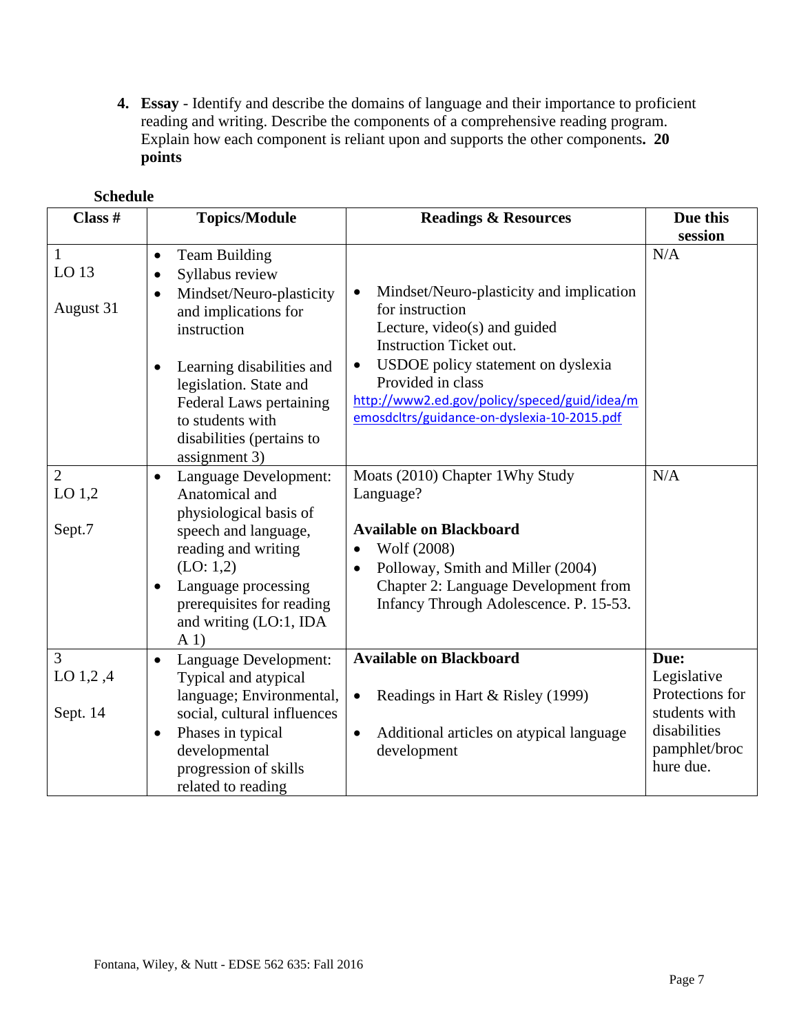4. **Essay** - Identify and describe the domains of language and their importance to proficient reading and writing. Describe the components of a comprehensive reading program. Explain how each component is reliant upon and supports the other components. **20 points**

**Schedule**

| Class # | Topics/Module | Readings & Resources | Due this session |
|---|---|---|---|
| 1<br>LO 13<br><br>August 31 | • Team Building<br>• Syllabus review<br>• Mindset/Neuro-plasticity and implications for instruction<br><br>• Learning disabilities and legislation. State and Federal Laws pertaining to students with disabilities (pertains to assignment 3) | • Mindset/Neuro-plasticity and implication for instruction<br>Lecture, video(s) and guided Instruction Ticket out.<br>• USDOE policy statement on dyslexia Provided in class<br>http://www2.ed.gov/policy/speced/guid/idea/memosdcltrs/guidance-on-dyslexia-10-2015.pdf | N/A |
| 2<br>LO 1,2<br><br>Sept.7 | • Language Development: Anatomical and physiological basis of speech and language, reading and writing (LO: 1,2)<br>• Language processing prerequisites for reading and writing (LO:1, IDA A 1) | Moats (2010) Chapter 1Why Study Language?<br><br>**Available on Blackboard**<br>• Wolf (2008)<br>• Polloway, Smith and Miller (2004) Chapter 2: Language Development from Infancy Through Adolescence. P. 15-53. | N/A |
| 3<br>LO 1,2 ,4<br><br>Sept. 14 | • Language Development: Typical and atypical language; Environmental, social, cultural influences<br>• Phases in typical developmental progression of skills related to reading | **Available on Blackboard**<br><br>• Readings in Hart & Risley (1999)<br><br>• Additional articles on atypical language development | **Due:** Legislative Protections for students with disabilities pamphlet/brochure due. |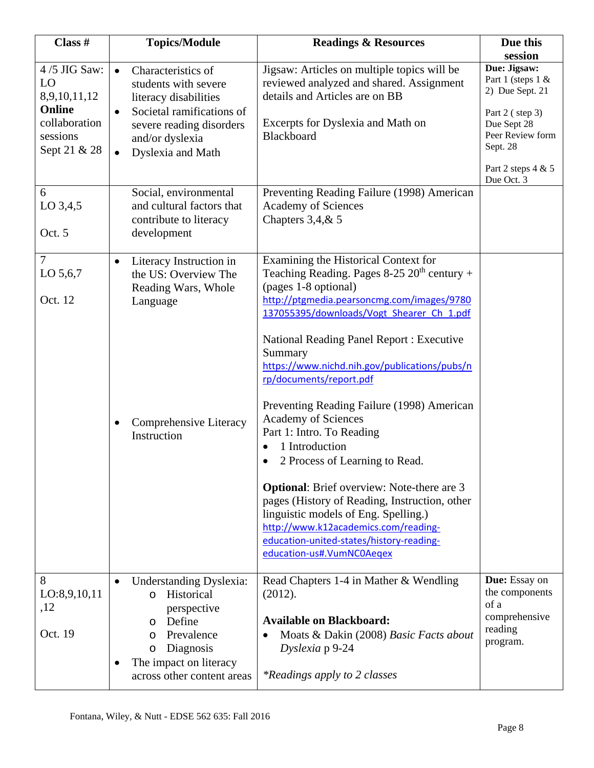| Class # | Topics/Module | Readings & Resources | Due this session |
|---|---|---|---|
| 4 /5 JIG Saw: LO 8,9,10,11,12 **Online** collaboration sessions Sept 21 & 28 | • Characteristics of students with severe literacy disabilities<br>• Societal ramifications of severe reading disorders and/or dyslexia<br>• Dyslexia and Math | Jigsaw: Articles on multiple topics will be reviewed analyzed and shared. Assignment details and Articles are on BB<br><br>Excerpts for Dyslexia and Math on Blackboard | **Due: Jigsaw:** Part 1 (steps 1 & 2) Due Sept. 21<br><br>Part 2 ( step 3) Due Sept 28<br>Peer Review form Sept. 28<br><br>Part 2 steps 4 & 5 Due Oct. 3 |
| 6<br>LO 3,4,5<br><br>Oct. 5 | Social, environmental and cultural factors that contribute to literacy development | Preventing Reading Failure (1998) American Academy of Sciences<br>Chapters 3,4,& 5 | |
| 7<br>LO 5,6,7<br><br>Oct. 12 | • Literacy Instruction in the US: Overview The Reading Wars, Whole Language<br><br>• Comprehensive Literacy Instruction | Examining the Historical Context for Teaching Reading. Pages 8-25 20th century + (pages 1-8 optional)<br>http://ptgmedia.pearsoncmg.com/images/9780137055395/downloads/Vogt_Shearer_Ch_1.pdf<br><br>National Reading Panel Report : Executive Summary<br>https://www.nichd.nih.gov/publications/pubs/nrp/documents/report.pdf<br><br>Preventing Reading Failure (1998) American Academy of Sciences<br>Part 1: Intro. To Reading<br>• 1 Introduction<br>• 2 Process of Learning to Read.<br><br>**Optional**: Brief overview: Note-there are 3 pages (History of Reading, Instruction, other linguistic models of Eng. Spelling.)<br>http://www.k12academics.com/reading-education-united-states/history-reading-education-us#.VumNC0Aeqex | |
| 8<br>LO:8,9,10,11,12<br><br>Oct. 19 | • Understanding Dyslexia:<br>  o Historical perspective<br>  o Define<br>  o Prevalence<br>  o Diagnosis<br>• The impact on literacy across other content areas | Read Chapters 1-4 in Mather & Wendling (2012).<br><br>**Available on Blackboard:**<br>• Moats & Dakin (2008) *Basic Facts about Dyslexia* p 9-24<br><br>*\*Readings apply to 2 classes* | **Due:** Essay on the components of a comprehensive reading program. |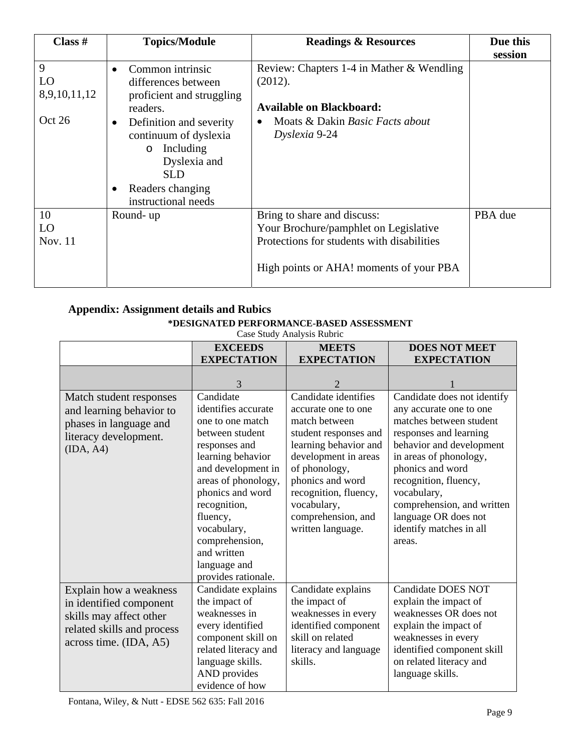| Class # | Topics/Module | Readings & Resources | Due this session |
|---|---|---|---|
| 9<br>LO<br>8,9,10,11,12<br><br>Oct 26 | • Common intrinsic differences between proficient and struggling readers.<br>• Definition and severity continuum of dyslexia<br>  o Including Dyslexia and SLD<br>• Readers changing instructional needs | Review: Chapters 1-4 in Mather & Wendling (2012).<br><br>**Available on Blackboard:**<br>• Moats & Dakin *Basic Facts about Dyslexia* 9-24 | |
| 10<br>LO<br>Nov. 11 | Round- up | Bring to share and discuss:<br>Your Brochure/pamphlet on Legislative Protections for students with disabilities<br><br>High points or AHA! moments of your PBA | PBA due |

## Appendix: Assignment details and Rubics

**\*DESIGNATED PERFORMANCE-BASED ASSESSMENT**

Case Study Analysis Rubric

| | **EXCEEDS EXPECTATION** | **MEETS EXPECTATION** | **DOES NOT MEET EXPECTATION** |
|---|---|---|---|
| | 3 | 2 | 1 |
| Match student responses and learning behavior to phases in language and literacy development. (IDA, A4) | Candidate identifies accurate one to one match between student responses and learning behavior and development in areas of phonology, phonics and word recognition, fluency, vocabulary, comprehension, and written language and provides rationale. | Candidate identifies accurate one to one match between student responses and learning behavior and development in areas of phonology, phonics and word recognition, fluency, vocabulary, comprehension, and written language. | Candidate does not identify any accurate one to one matches between student responses and learning behavior and development in areas of phonology, phonics and word recognition, fluency, vocabulary, comprehension, and written language OR does not identify matches in all areas. |
| Explain how a weakness in identified component skills may affect other related skills and process across time. (IDA, A5) | Candidate explains the impact of weaknesses in every identified component skill on related literacy and language skills. AND provides evidence of how | Candidate explains the impact of weaknesses in every identified component skill on related literacy and language skills. | Candidate DOES NOT explain the impact of weaknesses OR does not explain the impact of weaknesses in every identified component skill on related literacy and language skills. |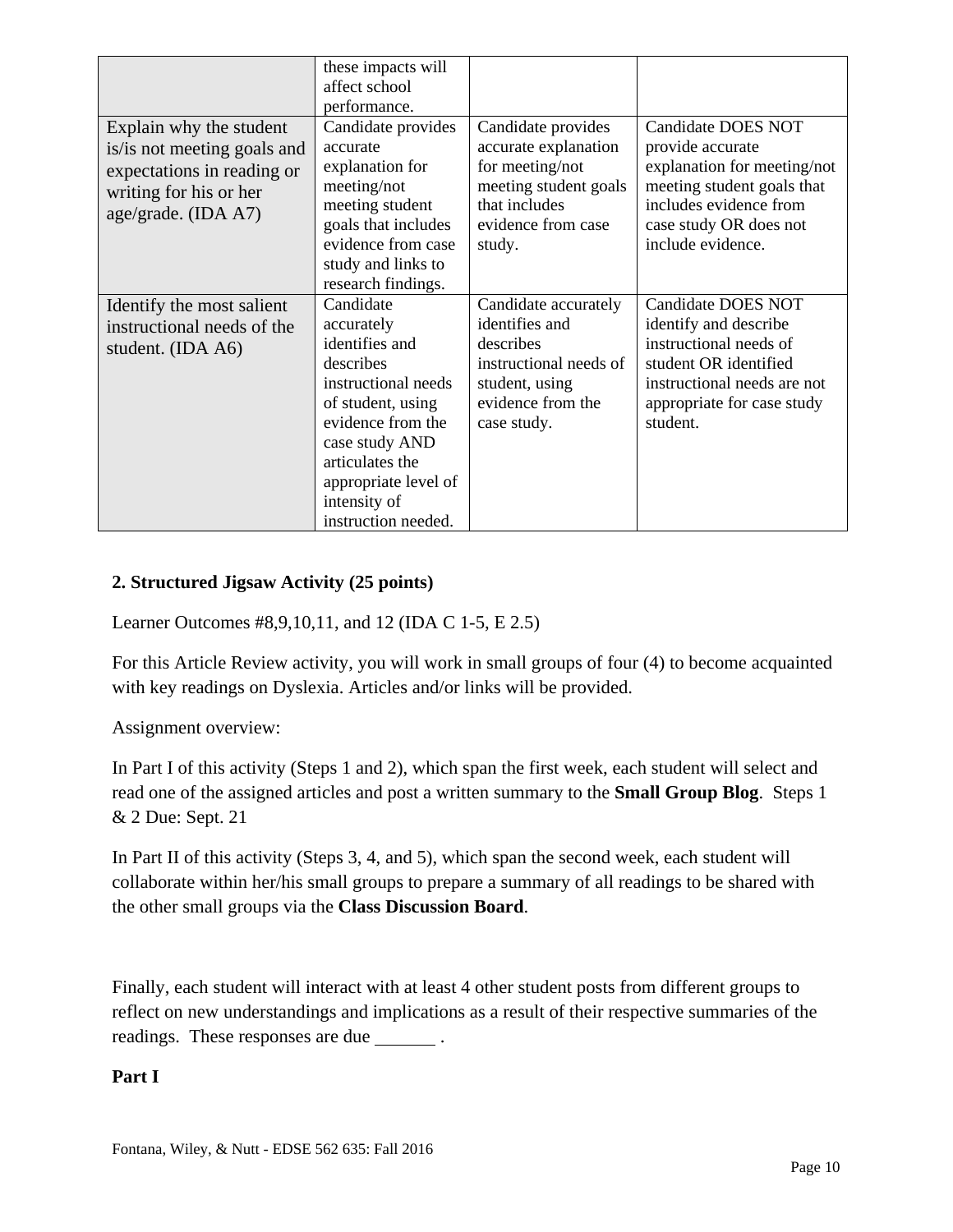|  | these impacts will affect school performance. |  |  |
|---|---|---|---|
| Explain why the student is/is not meeting goals and expectations in reading or writing for his or her age/grade. (IDA A7) | Candidate provides accurate explanation for meeting/not meeting student goals that includes evidence from case study and links to research findings. | Candidate provides accurate explanation for meeting/not meeting student goals that includes evidence from case study. | Candidate DOES NOT provide accurate explanation for meeting/not meeting student goals that includes evidence from case study OR does not include evidence. |
| Identify the most salient instructional needs of the student. (IDA A6) | Candidate accurately identifies and describes instructional needs of student, using evidence from the case study AND articulates the appropriate level of intensity of instruction needed. | Candidate accurately identifies and describes instructional needs of student, using evidence from the case study. | Candidate DOES NOT identify and describe instructional needs of student OR identified instructional needs are not appropriate for case study student. |

**2. Structured Jigsaw Activity (25 points)**

Learner Outcomes #8,9,10,11, and 12 (IDA C 1-5, E 2.5)

For this Article Review activity, you will work in small groups of four (4) to become acquainted with key readings on Dyslexia. Articles and/or links will be provided.

Assignment overview:

In Part I of this activity (Steps 1 and 2), which span the first week, each student will select and read one of the assigned articles and post a written summary to the **Small Group Blog**. Steps 1 & 2 Due: Sept. 21

In Part II of this activity (Steps 3, 4, and 5), which span the second week, each student will collaborate within her/his small groups to prepare a summary of all readings to be shared with the other small groups via the **Class Discussion Board**.

Finally, each student will interact with at least 4 other student posts from different groups to reflect on new understandings and implications as a result of their respective summaries of the readings. These responses are due _______ .

**Part I**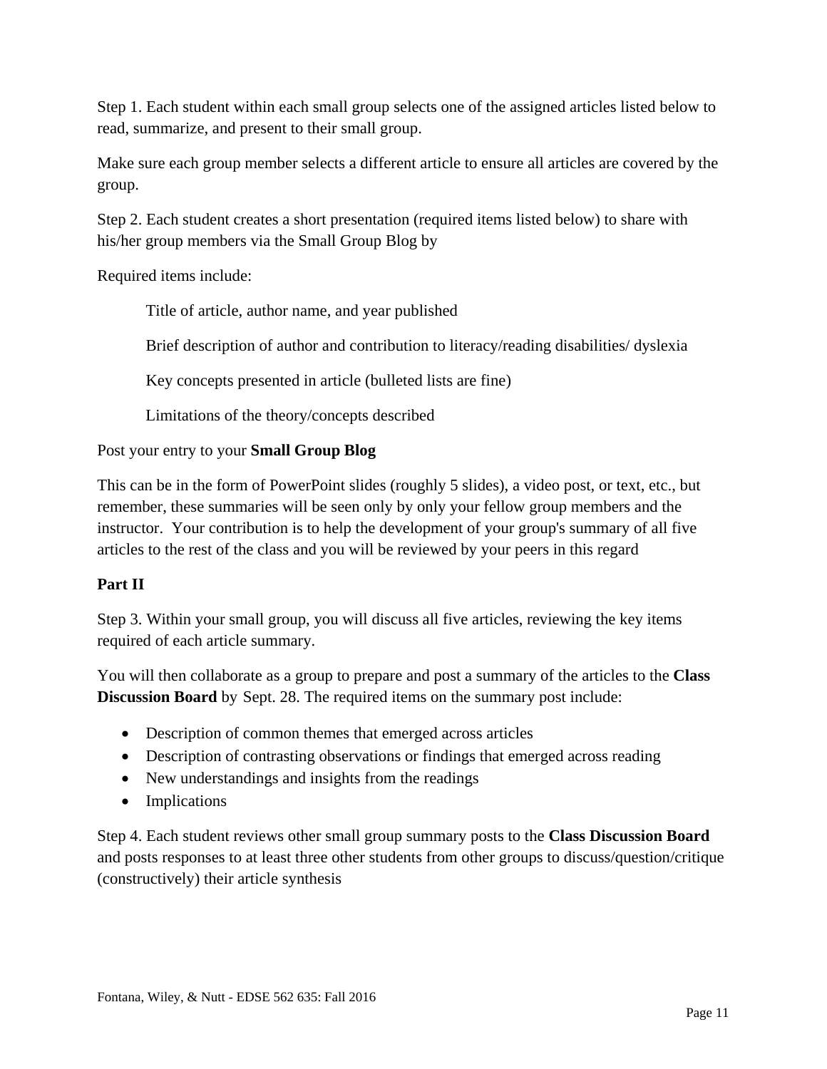Step 1. Each student within each small group selects one of the assigned articles listed below to read, summarize, and present to their small group.

Make sure each group member selects a different article to ensure all articles are covered by the group.

Step 2. Each student creates a short presentation (required items listed below) to share with his/her group members via the Small Group Blog by

Required items include:

> Title of article, author name, and year published
>
> Brief description of author and contribution to literacy/reading disabilities/ dyslexia
>
> Key concepts presented in article (bulleted lists are fine)
>
> Limitations of the theory/concepts described

Post your entry to your **Small Group Blog**

This can be in the form of PowerPoint slides (roughly 5 slides), a video post, or text, etc., but remember, these summaries will be seen only by only your fellow group members and the instructor. Your contribution is to help the development of your group's summary of all five articles to the rest of the class and you will be reviewed by your peers in this regard

**Part II**

Step 3. Within your small group, you will discuss all five articles, reviewing the key items required of each article summary.

You will then collaborate as a group to prepare and post a summary of the articles to the **Class Discussion Board** by Sept. 28. The required items on the summary post include:

- Description of common themes that emerged across articles
- Description of contrasting observations or findings that emerged across reading
- New understandings and insights from the readings
- Implications

Step 4. Each student reviews other small group summary posts to the **Class Discussion Board** and posts responses to at least three other students from other groups to discuss/question/critique (constructively) their article synthesis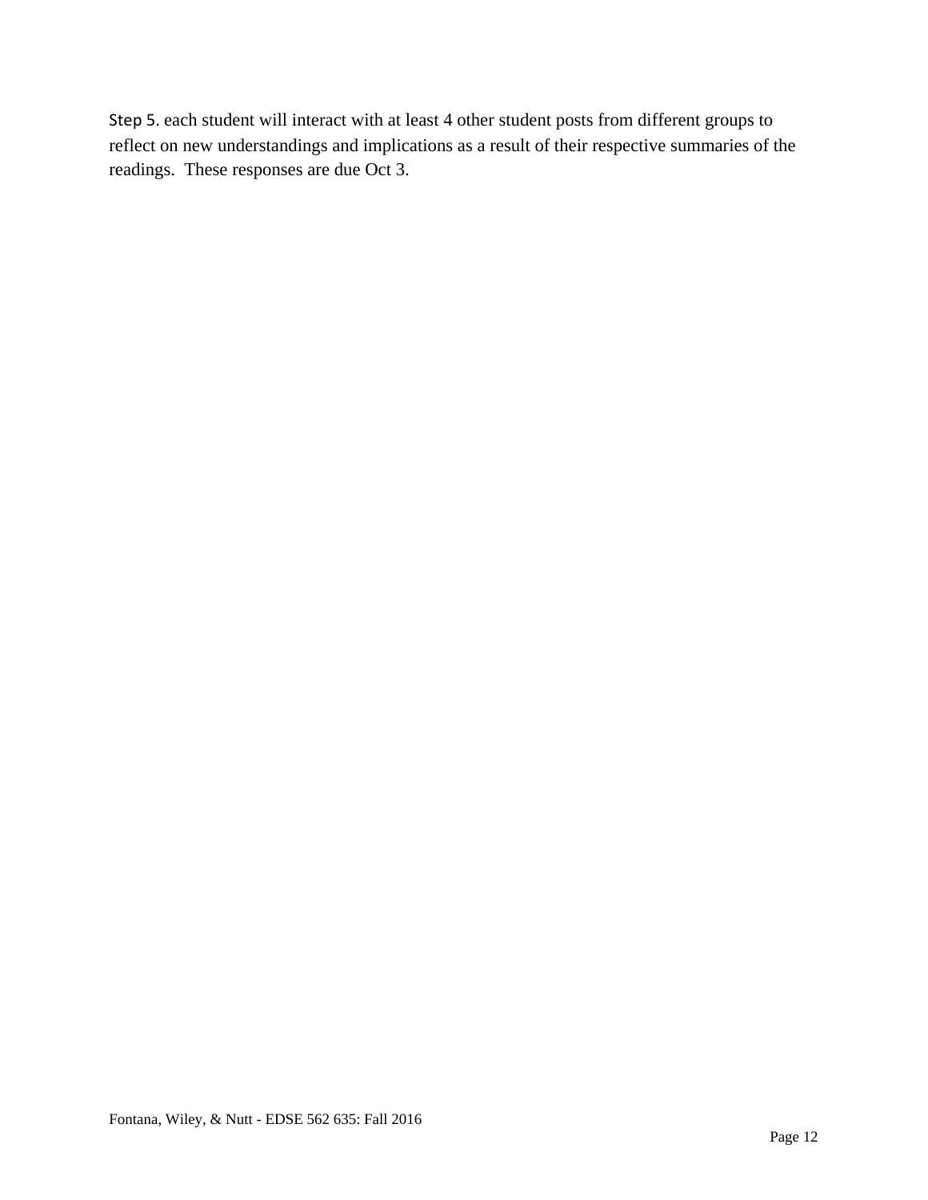Step 5. each student will interact with at least 4 other student posts from different groups to reflect on new understandings and implications as a result of their respective summaries of the readings. These responses are due Oct 3.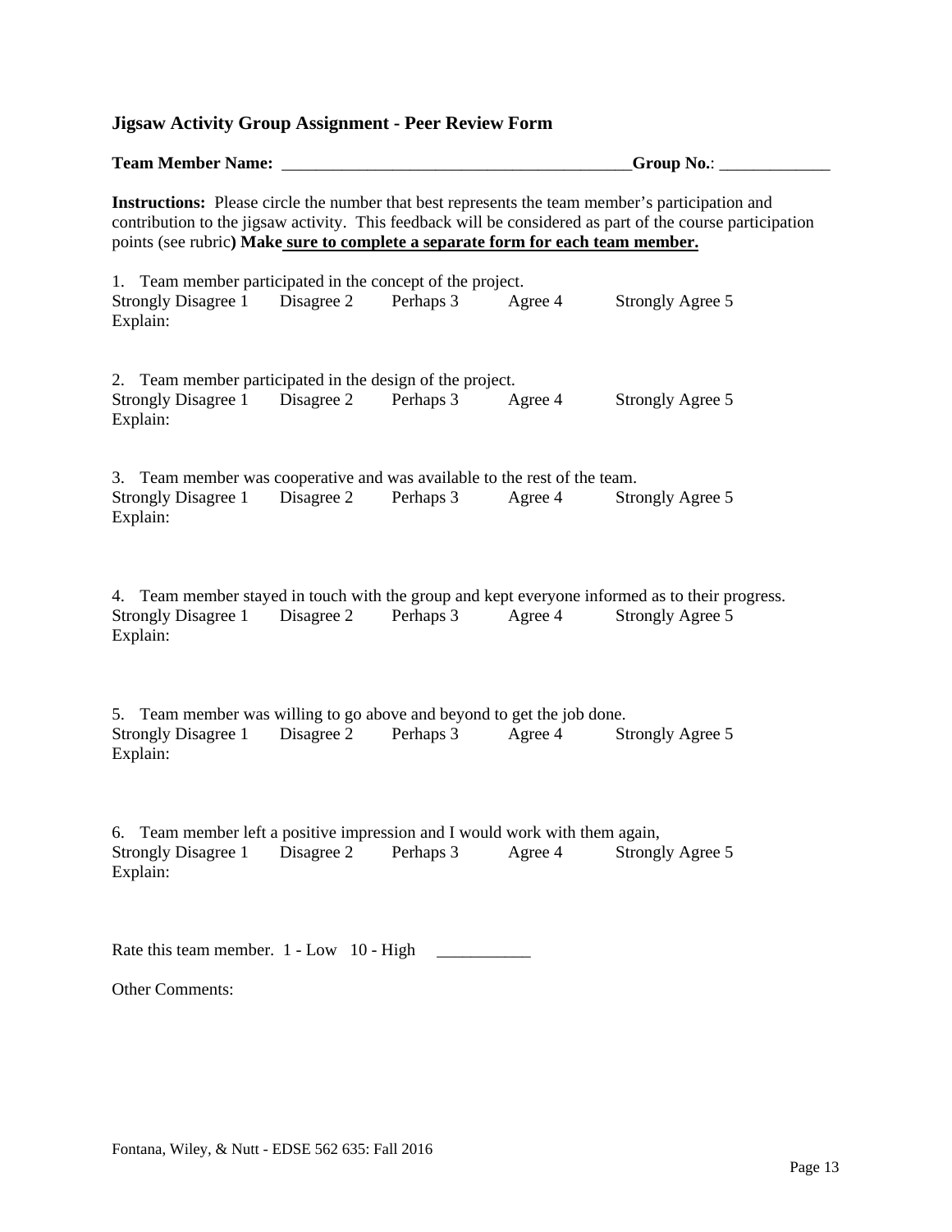### Jigsaw Activity Group Assignment - Peer Review Form

**Team Member Name:** \_\_\_\_\_\_\_\_\_\_\_\_\_\_\_\_\_\_\_\_\_\_\_\_\_\_\_\_\_\_\_\_\_\_\_\_\_\_\_\_**Group No.**: \_\_\_\_\_\_\_\_\_\_\_\_\_

**Instructions:** Please circle the number that best represents the team member's participation and contribution to the jigsaw activity. This feedback will be considered as part of the course participation points (see rubric**) Make sure to complete a separate form for each team member.**

1. Team member participated in the concept of the project.
Strongly Disagree 1 Disagree 2 Perhaps 3 Agree 4 Strongly Agree 5
Explain:

2. Team member participated in the design of the project.
Strongly Disagree 1 Disagree 2 Perhaps 3 Agree 4 Strongly Agree 5
Explain:

3. Team member was cooperative and was available to the rest of the team.
Strongly Disagree 1 Disagree 2 Perhaps 3 Agree 4 Strongly Agree 5
Explain:

4. Team member stayed in touch with the group and kept everyone informed as to their progress.
Strongly Disagree 1 Disagree 2 Perhaps 3 Agree 4 Strongly Agree 5
Explain:

5. Team member was willing to go above and beyond to get the job done.
Strongly Disagree 1 Disagree 2 Perhaps 3 Agree 4 Strongly Agree 5
Explain:

6. Team member left a positive impression and I would work with them again,
Strongly Disagree 1 Disagree 2 Perhaps 3 Agree 4 Strongly Agree 5
Explain:

Rate this team member. 1 - Low 10 - High \_\_\_\_\_\_\_\_\_\_\_

Other Comments: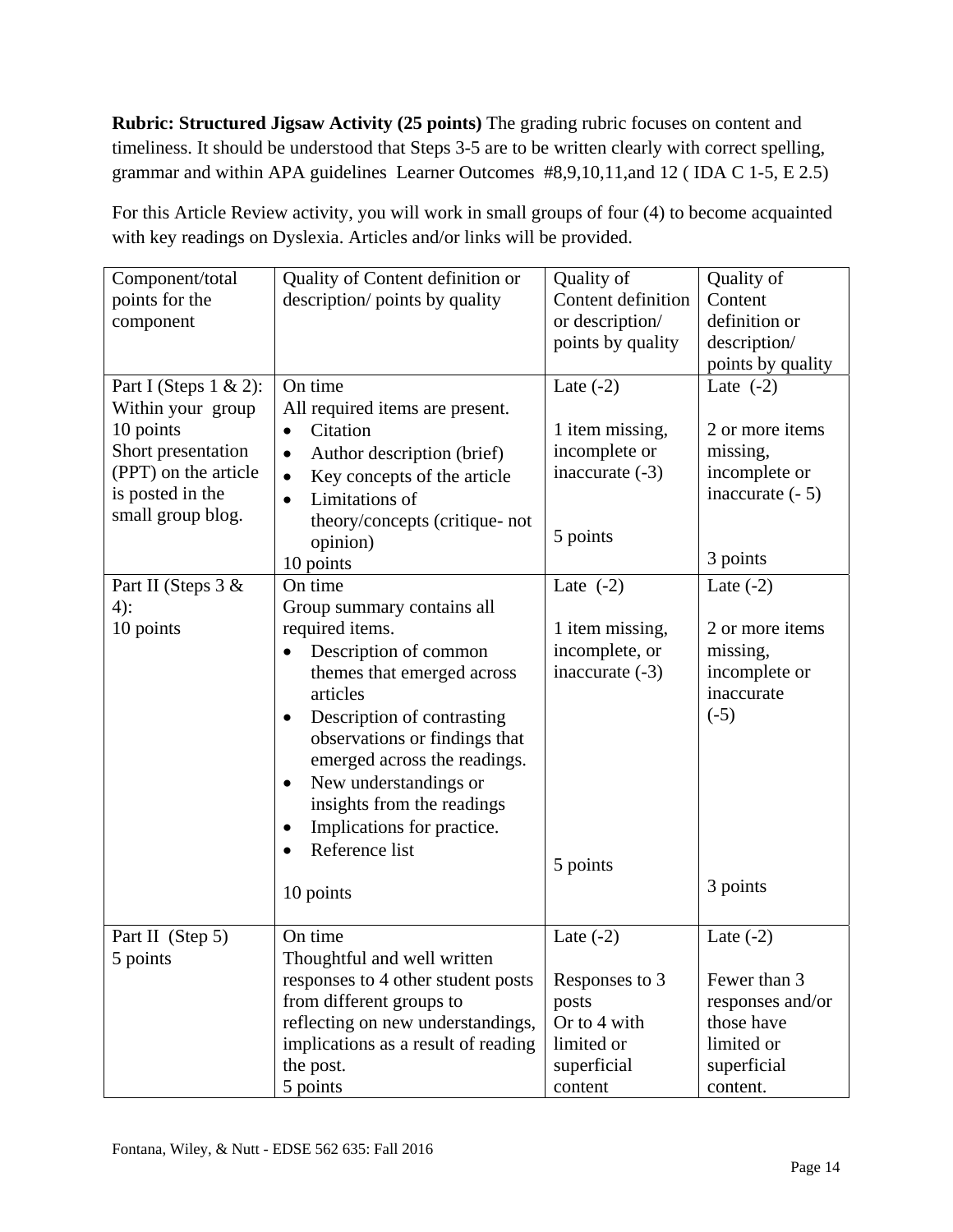**Rubric: Structured Jigsaw Activity (25 points)** The grading rubric focuses on content and timeliness. It should be understood that Steps 3-5 are to be written clearly with correct spelling, grammar and within APA guidelines Learner Outcomes #8,9,10,11,and 12 ( IDA C 1-5, E 2.5)

For this Article Review activity, you will work in small groups of four (4) to become acquainted with key readings on Dyslexia. Articles and/or links will be provided.

| Component/total points for the component | Quality of Content definition or description/ points by quality | Quality of Content definition or description/ points by quality | Quality of Content definition or description/ points by quality |
| --- | --- | --- | --- |
| Part I (Steps 1 & 2): Within your group 10 points Short presentation (PPT) on the article is posted in the small group blog. | On time<br>All required items are present.<br>• Citation<br>• Author description (brief)<br>• Key concepts of the article<br>• Limitations of theory/concepts (critique- not opinion)<br>10 points | Late (-2)<br><br>1 item missing, incomplete or inaccurate (-3)<br><br>5 points | Late (-2)<br><br>2 or more items missing, incomplete or inaccurate (- 5)<br><br>3 points |
| Part II (Steps 3 & 4):<br>10 points | On time<br>Group summary contains all required items.<br>• Description of common themes that emerged across articles<br>• Description of contrasting observations or findings that emerged across the readings.<br>• New understandings or insights from the readings<br>• Implications for practice.<br>• Reference list<br><br>10 points | Late (-2)<br><br>1 item missing, incomplete, or inaccurate (-3)<br><br>5 points | Late (-2)<br><br>2 or more items missing, incomplete or inaccurate (-5)<br><br>3 points |
| Part II (Step 5)<br>5 points | On time<br>Thoughtful and well written responses to 4 other student posts from different groups to reflecting on new understandings, implications as a result of reading the post.<br>5 points | Late (-2)<br><br>Responses to 3 posts<br>Or to 4 with limited or superficial content | Late (-2)<br><br>Fewer than 3 responses and/or those have limited or superficial content. |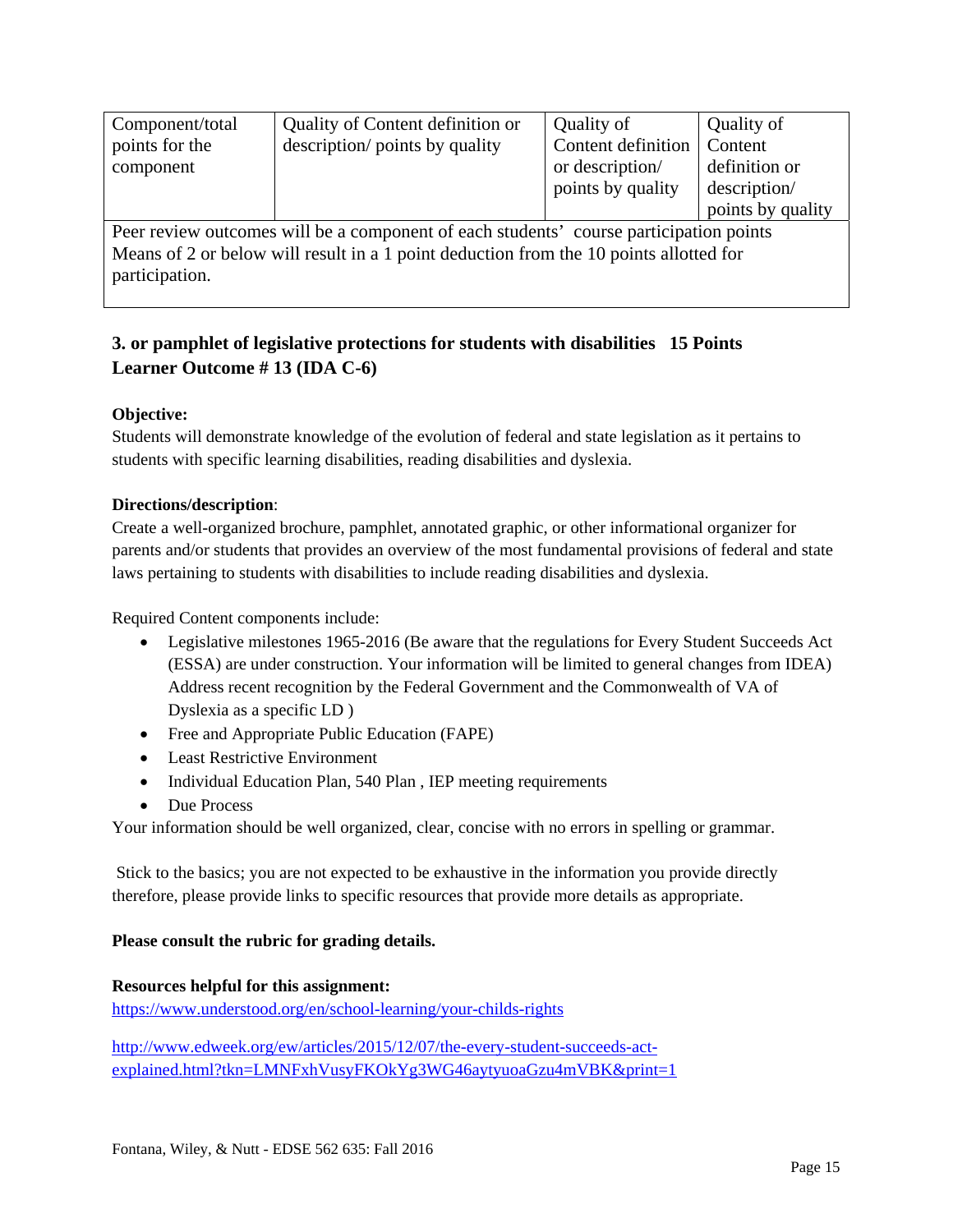| Component/total points for the component | Quality of Content definition or description/ points by quality | Quality of Content definition or description/ points by quality | Quality of Content definition or description/ points by quality |
|---|---|---|---|
| Peer review outcomes will be a component of each students' course participation points Means of 2 or below will result in a 1 point deduction from the 10 points allotted for participation. | | | |

**3. or pamphlet of legislative protections for students with disabilities 15 Points**
**Learner Outcome # 13 (IDA C-6)**

**Objective:**
Students will demonstrate knowledge of the evolution of federal and state legislation as it pertains to students with specific learning disabilities, reading disabilities and dyslexia.

**Directions/description**:
Create a well-organized brochure, pamphlet, annotated graphic, or other informational organizer for parents and/or students that provides an overview of the most fundamental provisions of federal and state laws pertaining to students with disabilities to include reading disabilities and dyslexia.

Required Content components include:

- Legislative milestones 1965-2016 (Be aware that the regulations for Every Student Succeeds Act (ESSA) are under construction. Your information will be limited to general changes from IDEA) Address recent recognition by the Federal Government and the Commonwealth of VA of Dyslexia as a specific LD )
- Free and Appropriate Public Education (FAPE)
- Least Restrictive Environment
- Individual Education Plan, 540 Plan , IEP meeting requirements
- Due Process

Your information should be well organized, clear, concise with no errors in spelling or grammar.

Stick to the basics; you are not expected to be exhaustive in the information you provide directly therefore, please provide links to specific resources that provide more details as appropriate.

**Please consult the rubric for grading details.**

**Resources helpful for this assignment:**
https://www.understood.org/en/school-learning/your-childs-rights

http://www.edweek.org/ew/articles/2015/12/07/the-every-student-succeeds-act-explained.html?tkn=LMNFxhVusyFKOkYg3WG46aytyuoaGzu4mVBK&print=1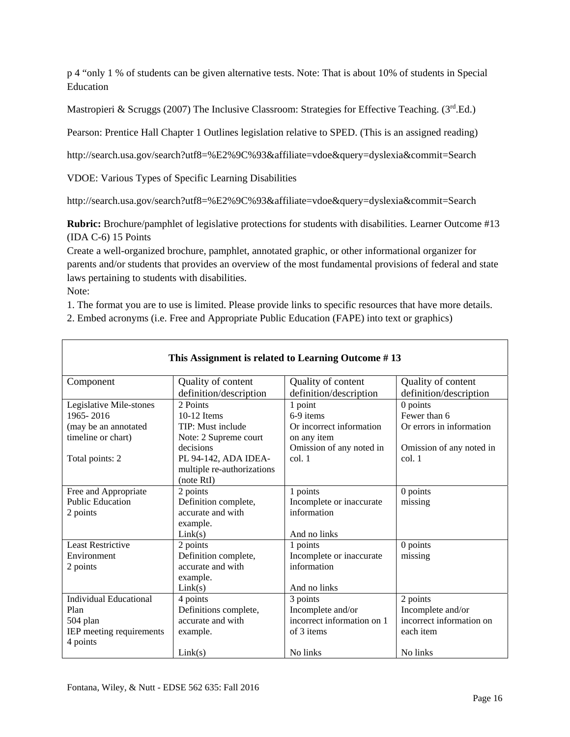p 4 “only 1 % of students can be given alternative tests. Note: That is about 10% of students in Special Education

Mastropieri & Scruggs (2007) The Inclusive Classroom: Strategies for Effective Teaching. (3rd.Ed.)

Pearson: Prentice Hall Chapter 1 Outlines legislation relative to SPED. (This is an assigned reading)

http://search.usa.gov/search?utf8=%E2%9C%93&affiliate=vdoe&query=dyslexia&commit=Search

VDOE: Various Types of Specific Learning Disabilities

http://search.usa.gov/search?utf8=%E2%9C%93&affiliate=vdoe&query=dyslexia&commit=Search

**Rubric:** Brochure/pamphlet of legislative protections for students with disabilities. Learner Outcome #13 (IDA C-6) 15 Points

Create a well-organized brochure, pamphlet, annotated graphic, or other informational organizer for parents and/or students that provides an overview of the most fundamental provisions of federal and state laws pertaining to students with disabilities.

Note:

1. The format you are to use is limited. Please provide links to specific resources that have more details.
2. Embed acronyms (i.e. Free and Appropriate Public Education (FAPE) into text or graphics)

| **This Assignment is related to Learning Outcome # 13** | | | |
|---|---|---|---|
| Component | Quality of content definition/description | Quality of content definition/description | Quality of content definition/description |
| Legislative Mile-stones 1965- 2016 (may be an annotated timeline or chart)<br><br>Total points: 2 | 2 Points<br>10-12 Items<br>TIP: Must include<br>Note: 2 Supreme court decisions<br>PL 94-142, ADA IDEA- multiple re-authorizations (note RtI) | 1 point<br>6-9 items<br>Or incorrect information on any item<br>Omission of any noted in col. 1 | 0 points<br>Fewer than 6<br>Or errors in information<br><br>Omission of any noted in col. 1 |
| Free and Appropriate Public Education<br>2 points | 2 points<br>Definition complete, accurate and with example.<br>Link(s) | 1 points<br>Incomplete or inaccurate information<br><br>And no links | 0 points<br>missing |
| Least Restrictive Environment<br>2 points | 2 points<br>Definition complete, accurate and with example.<br>Link(s) | 1 points<br>Incomplete or inaccurate information<br><br>And no links | 0 points<br>missing |
| Individual Educational Plan<br>504 plan<br>IEP meeting requirements<br>4 points | 4 points<br>Definitions complete, accurate and with example.<br><br>Link(s) | 3 points<br>Incomplete and/or incorrect information on 1 of 3 items<br><br>No links | 2 points<br>Incomplete and/or incorrect information on each item<br><br>No links |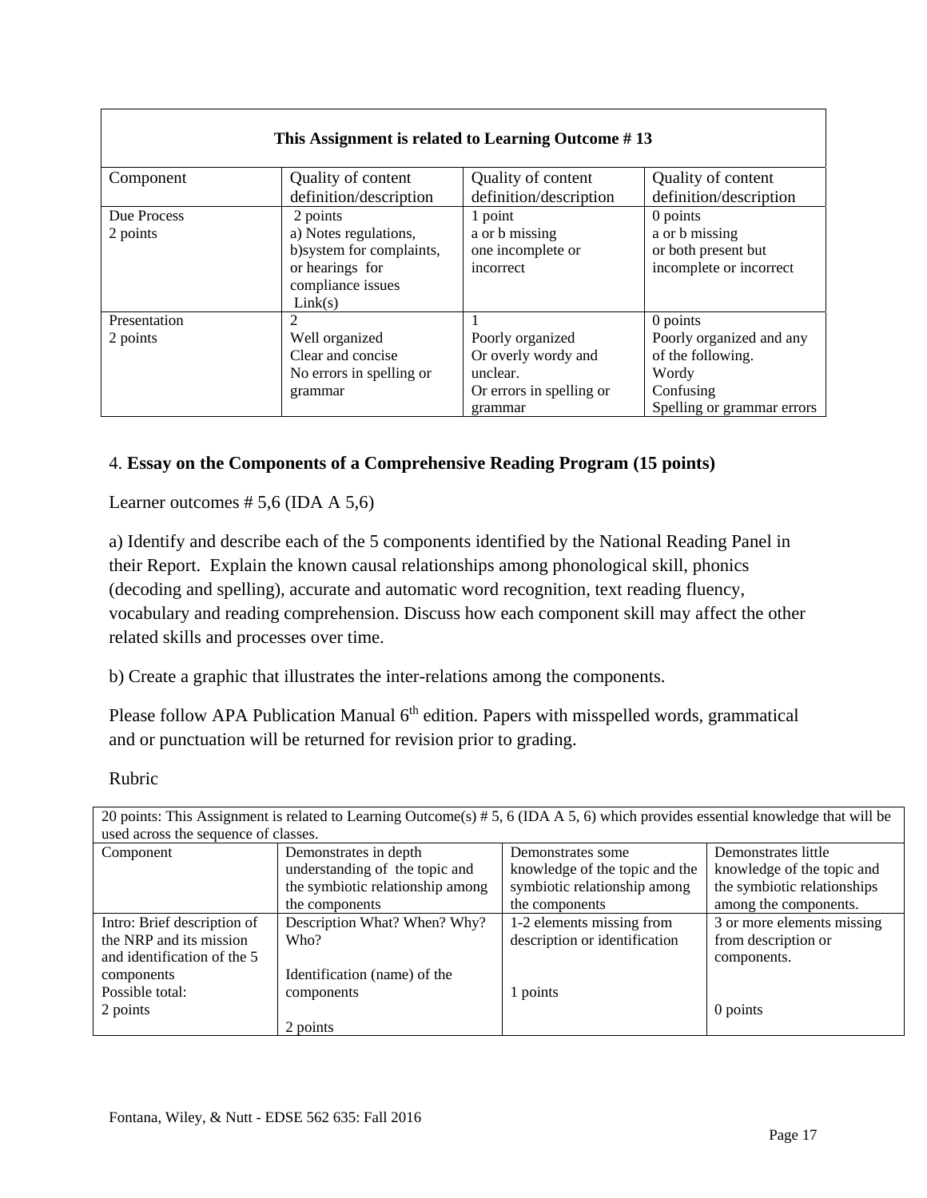| This Assignment is related to Learning Outcome # 13 | | | |
|---|---|---|---|
| Component | Quality of content definition/description | Quality of content definition/description | Quality of content definition/description |
| Due Process<br>2 points | 2 points<br>a) Notes regulations,<br>b)system for complaints, or hearings for compliance issues<br>Link(s) | 1 point<br>a or b missing<br>one incomplete or incorrect | 0 points<br>a or b missing<br>or both present but incomplete or incorrect |
| Presentation<br>2 points | 2<br>Well organized<br>Clear and concise<br>No errors in spelling or grammar | 1<br>Poorly organized<br>Or overly wordy and unclear.<br>Or errors in spelling or grammar | 0 points<br>Poorly organized and any of the following.<br>Wordy<br>Confusing<br>Spelling or grammar errors |

4. **Essay on the Components of a Comprehensive Reading Program (15 points)**

Learner outcomes # 5,6 (IDA A 5,6)

a) Identify and describe each of the 5 components identified by the National Reading Panel in their Report. Explain the known causal relationships among phonological skill, phonics (decoding and spelling), accurate and automatic word recognition, text reading fluency, vocabulary and reading comprehension. Discuss how each component skill may affect the other related skills and processes over time.

b) Create a graphic that illustrates the inter-relations among the components.

Please follow APA Publication Manual 6th edition. Papers with misspelled words, grammatical and or punctuation will be returned for revision prior to grading.

Rubric

| 20 points: This Assignment is related to Learning Outcome(s) # 5, 6 (IDA A 5, 6) which provides essential knowledge that will be used across the sequence of classes. | | | |
|---|---|---|---|
| Component | Demonstrates in depth understanding of the topic and the symbiotic relationship among the components | Demonstrates some knowledge of the topic and the symbiotic relationship among the components | Demonstrates little knowledge of the topic and the symbiotic relationships among the components. |
| Intro: Brief description of the NRP and its mission and identification of the 5 components<br>Possible total:<br>2 points | Description What? When? Why? Who?<br><br>Identification (name) of the components<br><br>2 points | 1-2 elements missing from description or identification<br><br>1 points | 3 or more elements missing from description or components.<br><br>0 points |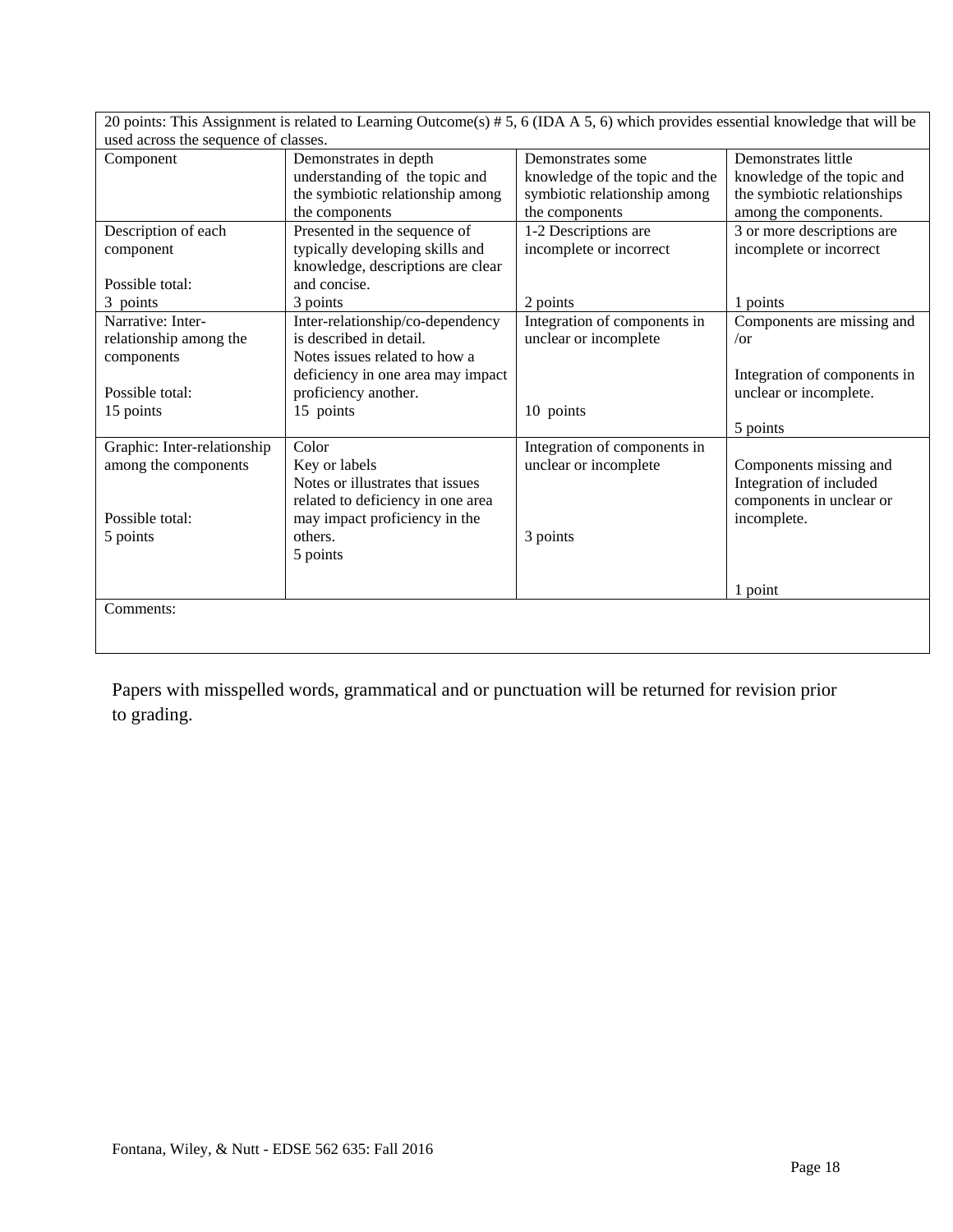| 20 points: This Assignment is related to Learning Outcome(s) # 5, 6 (IDA A 5, 6) which provides essential knowledge that will be used across the sequence of classes. | | | |
|---|---|---|---|
| Component | Demonstrates in depth understanding of the topic and the symbiotic relationship among the components | Demonstrates some knowledge of the topic and the symbiotic relationship among the components | Demonstrates little knowledge of the topic and the symbiotic relationships among the components. |
| Description of each component<br><br>Possible total:<br>3 points | Presented in the sequence of typically developing skills and knowledge, descriptions are clear and concise.<br>3 points | 1-2 Descriptions are incomplete or incorrect<br><br><br>2 points | 3 or more descriptions are incomplete or incorrect<br><br><br>1 points |
| Narrative: Inter-relationship among the components<br><br>Possible total:<br>15 points | Inter-relationship/co-dependency is described in detail.<br>Notes issues related to how a deficiency in one area may impact proficiency another.<br>15 points | Integration of components in unclear or incomplete<br><br><br><br>10 points | Components are missing and /or<br><br>Integration of components in unclear or incomplete.<br><br>5 points |
| Graphic: Inter-relationship among the components<br><br><br>Possible total:<br>5 points | Color<br>Key or labels<br>Notes or illustrates that issues related to deficiency in one area may impact proficiency in the others.<br>5 points | Integration of components in unclear or incomplete<br><br><br><br>3 points | Components missing and Integration of included components in unclear or incomplete.<br><br><br>1 point |
| Comments: | | | |

Papers with misspelled words, grammatical and or punctuation will be returned for revision prior to grading.